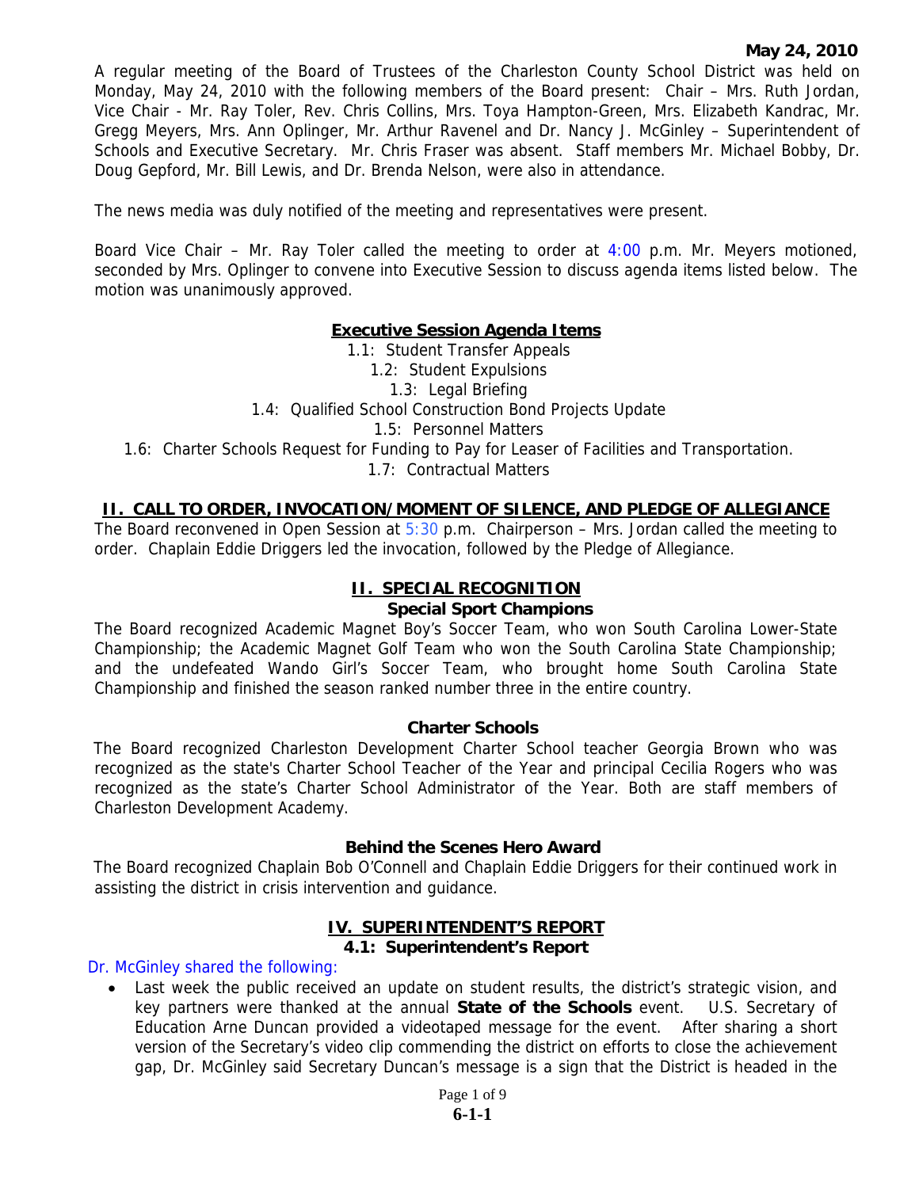**May 24, 2010**

A regular meeting of the Board of Trustees of the Charleston County School District was held on Monday, May 24, 2010 with the following members of the Board present: Chair – Mrs. Ruth Jordan, Vice Chair - Mr. Ray Toler, Rev. Chris Collins, Mrs. Toya Hampton-Green, Mrs. Elizabeth Kandrac, Mr. Gregg Meyers, Mrs. Ann Oplinger, Mr. Arthur Ravenel and Dr. Nancy J. McGinley – Superintendent of Schools and Executive Secretary. Mr. Chris Fraser was absent. Staff members Mr. Michael Bobby, Dr. Doug Gepford, Mr. Bill Lewis, and Dr. Brenda Nelson, were also in attendance.

The news media was duly notified of the meeting and representatives were present.

Board Vice Chair – Mr. Ray Toler called the meeting to order at 4:00 p.m. Mr. Meyers motioned, seconded by Mrs. Oplinger to convene into Executive Session to discuss agenda items listed below. The motion was unanimously approved.

**Executive Session Agenda Items**

1.1: Student Transfer Appeals
1.2: Student Expulsions
1.3: Legal Briefing
1.4: Qualified School Construction Bond Projects Update
1.5: Personnel Matters
1.6: Charter Schools Request for Funding to Pay for Leaser of Facilities and Transportation.
1.7: Contractual Matters

## II. CALL TO ORDER, INVOCATION/MOMENT OF SILENCE, AND PLEDGE OF ALLEGIANCE

The Board reconvened in Open Session at 5:30 p.m. Chairperson – Mrs. Jordan called the meeting to order. Chaplain Eddie Driggers led the invocation, followed by the Pledge of Allegiance.

## II. SPECIAL RECOGNITION

### Special Sport Champions

The Board recognized Academic Magnet Boy's Soccer Team, who won South Carolina Lower-State Championship; the Academic Magnet Golf Team who won the South Carolina State Championship; and the undefeated Wando Girl's Soccer Team, who brought home South Carolina State Championship and finished the season ranked number three in the entire country.

### Charter Schools

The Board recognized Charleston Development Charter School teacher Georgia Brown who was recognized as the state's Charter School Teacher of the Year and principal Cecilia Rogers who was recognized as the state's Charter School Administrator of the Year. Both are staff members of Charleston Development Academy.

### Behind the Scenes Hero Award

The Board recognized Chaplain Bob O'Connell and Chaplain Eddie Driggers for their continued work in assisting the district in crisis intervention and guidance.

## IV. SUPERINTENDENT'S REPORT

### 4.1: Superintendent's Report

Dr. McGinley shared the following:

- Last week the public received an update on student results, the district's strategic vision, and key partners were thanked at the annual **State of the Schools** event. U.S. Secretary of Education Arne Duncan provided a videotaped message for the event. After sharing a short version of the Secretary's video clip commending the district on efforts to close the achievement gap, Dr. McGinley said Secretary Duncan's message is a sign that the District is headed in the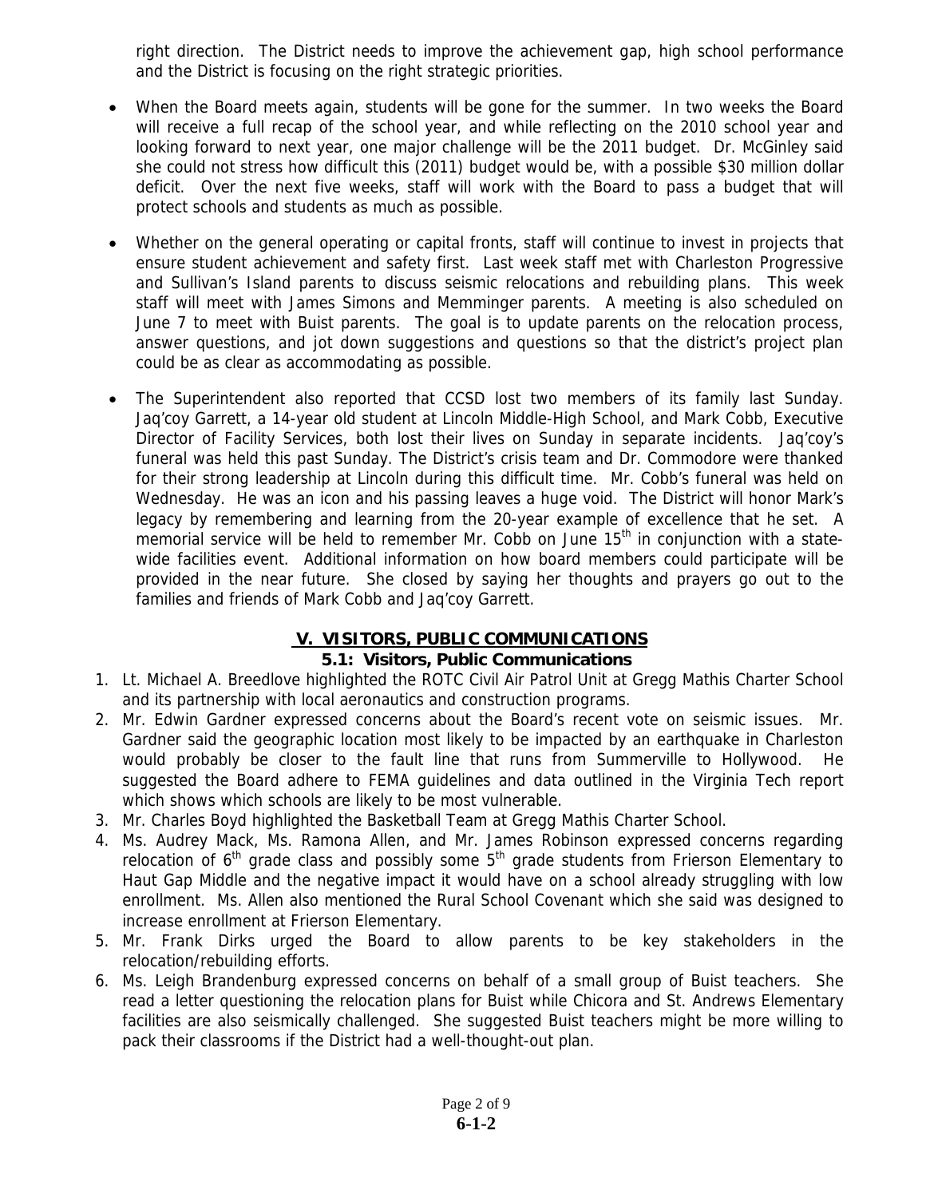right direction. The District needs to improve the achievement gap, high school performance and the District is focusing on the right strategic priorities.

- When the Board meets again, students will be gone for the summer. In two weeks the Board will receive a full recap of the school year, and while reflecting on the 2010 school year and looking forward to next year, one major challenge will be the 2011 budget. Dr. McGinley said she could not stress how difficult this (2011) budget would be, with a possible $30 million dollar deficit. Over the next five weeks, staff will work with the Board to pass a budget that will protect schools and students as much as possible.

- Whether on the general operating or capital fronts, staff will continue to invest in projects that ensure student achievement and safety first. Last week staff met with Charleston Progressive and Sullivan's Island parents to discuss seismic relocations and rebuilding plans. This week staff will meet with James Simons and Memminger parents. A meeting is also scheduled on June 7 to meet with Buist parents. The goal is to update parents on the relocation process, answer questions, and jot down suggestions and questions so that the district's project plan could be as clear as accommodating as possible.

- The Superintendent also reported that CCSD lost two members of its family last Sunday. Jaq'coy Garrett, a 14-year old student at Lincoln Middle-High School, and Mark Cobb, Executive Director of Facility Services, both lost their lives on Sunday in separate incidents. Jaq'coy's funeral was held this past Sunday. The District's crisis team and Dr. Commodore were thanked for their strong leadership at Lincoln during this difficult time. Mr. Cobb's funeral was held on Wednesday. He was an icon and his passing leaves a huge void. The District will honor Mark's legacy by remembering and learning from the 20-year example of excellence that he set. A memorial service will be held to remember Mr. Cobb on June 15th in conjunction with a state-wide facilities event. Additional information on how board members could participate will be provided in the near future. She closed by saying her thoughts and prayers go out to the families and friends of Mark Cobb and Jaq'coy Garrett.

## V. VISITORS, PUBLIC COMMUNICATIONS

### 5.1: Visitors, Public Communications

1. Lt. Michael A. Breedlove highlighted the ROTC Civil Air Patrol Unit at Gregg Mathis Charter School and its partnership with local aeronautics and construction programs.
2. Mr. Edwin Gardner expressed concerns about the Board's recent vote on seismic issues. Mr. Gardner said the geographic location most likely to be impacted by an earthquake in Charleston would probably be closer to the fault line that runs from Summerville to Hollywood. He suggested the Board adhere to FEMA guidelines and data outlined in the Virginia Tech report which shows which schools are likely to be most vulnerable.
3. Mr. Charles Boyd highlighted the Basketball Team at Gregg Mathis Charter School.
4. Ms. Audrey Mack, Ms. Ramona Allen, and Mr. James Robinson expressed concerns regarding relocation of 6th grade class and possibly some 5th grade students from Frierson Elementary to Haut Gap Middle and the negative impact it would have on a school already struggling with low enrollment. Ms. Allen also mentioned the Rural School Covenant which she said was designed to increase enrollment at Frierson Elementary.
5. Mr. Frank Dirks urged the Board to allow parents to be key stakeholders in the relocation/rebuilding efforts.
6. Ms. Leigh Brandenburg expressed concerns on behalf of a small group of Buist teachers. She read a letter questioning the relocation plans for Buist while Chicora and St. Andrews Elementary facilities are also seismically challenged. She suggested Buist teachers might be more willing to pack their classrooms if the District had a well-thought-out plan.

6-1-2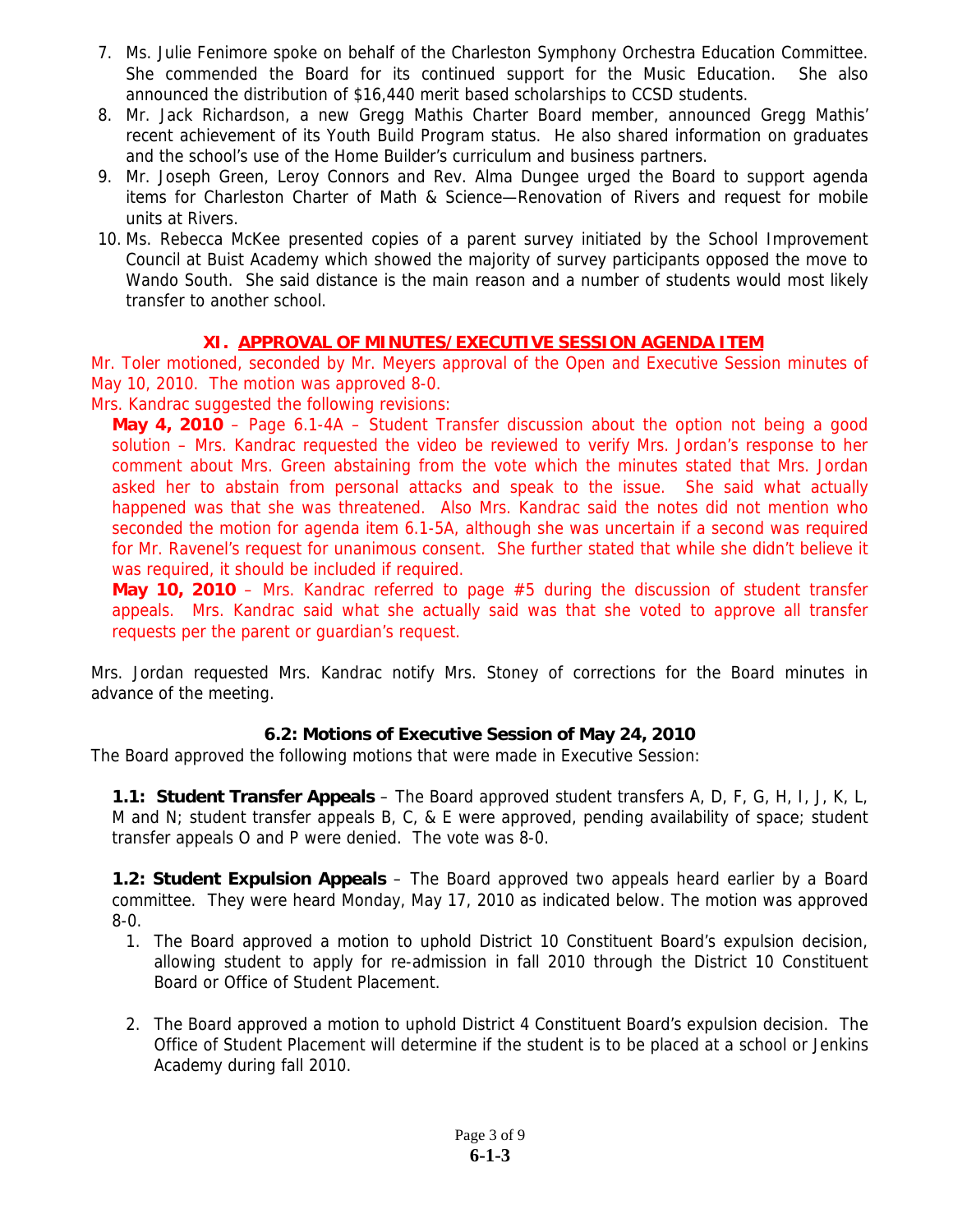7. Ms. Julie Fenimore spoke on behalf of the Charleston Symphony Orchestra Education Committee. She commended the Board for its continued support for the Music Education. She also announced the distribution of $16,440 merit based scholarships to CCSD students.
8. Mr. Jack Richardson, a new Gregg Mathis Charter Board member, announced Gregg Mathis' recent achievement of its Youth Build Program status. He also shared information on graduates and the school's use of the Home Builder's curriculum and business partners.
9. Mr. Joseph Green, Leroy Connors and Rev. Alma Dungee urged the Board to support agenda items for Charleston Charter of Math & Science—Renovation of Rivers and request for mobile units at Rivers.
10. Ms. Rebecca McKee presented copies of a parent survey initiated by the School Improvement Council at Buist Academy which showed the majority of survey participants opposed the move to Wando South. She said distance is the main reason and a number of students would most likely transfer to another school.

## XI. APPROVAL OF MINUTES/EXECUTIVE SESSION AGENDA ITEM

Mr. Toler motioned, seconded by Mr. Meyers approval of the Open and Executive Session minutes of May 10, 2010. The motion was approved 8-0.

Mrs. Kandrac suggested the following revisions:

**May 4, 2010** – Page 6.1-4A – Student Transfer discussion about the option not being a good solution – Mrs. Kandrac requested the video be reviewed to verify Mrs. Jordan's response to her comment about Mrs. Green abstaining from the vote which the minutes stated that Mrs. Jordan asked her to abstain from personal attacks and speak to the issue. She said what actually happened was that she was threatened. Also Mrs. Kandrac said the notes did not mention who seconded the motion for agenda item 6.1-5A, although she was uncertain if a second was required for Mr. Ravenel's request for unanimous consent. She further stated that while she didn't believe it was required, it should be included if required.

**May 10, 2010** – Mrs. Kandrac referred to page #5 during the discussion of student transfer appeals. Mrs. Kandrac said what she actually said was that she voted to approve all transfer requests per the parent or guardian's request.

Mrs. Jordan requested Mrs. Kandrac notify Mrs. Stoney of corrections for the Board minutes in advance of the meeting.

### 6.2: Motions of Executive Session of May 24, 2010

The Board approved the following motions that were made in Executive Session:

**1.1: Student Transfer Appeals** – The Board approved student transfers A, D, F, G, H, I, J, K, L, M and N; student transfer appeals B, C, & E were approved, pending availability of space; student transfer appeals O and P were denied. The vote was 8-0.

**1.2: Student Expulsion Appeals** – The Board approved two appeals heard earlier by a Board committee. They were heard Monday, May 17, 2010 as indicated below. The motion was approved 8-0.

1. The Board approved a motion to uphold District 10 Constituent Board's expulsion decision, allowing student to apply for re-admission in fall 2010 through the District 10 Constituent Board or Office of Student Placement.

2. The Board approved a motion to uphold District 4 Constituent Board's expulsion decision. The Office of Student Placement will determine if the student is to be placed at a school or Jenkins Academy during fall 2010.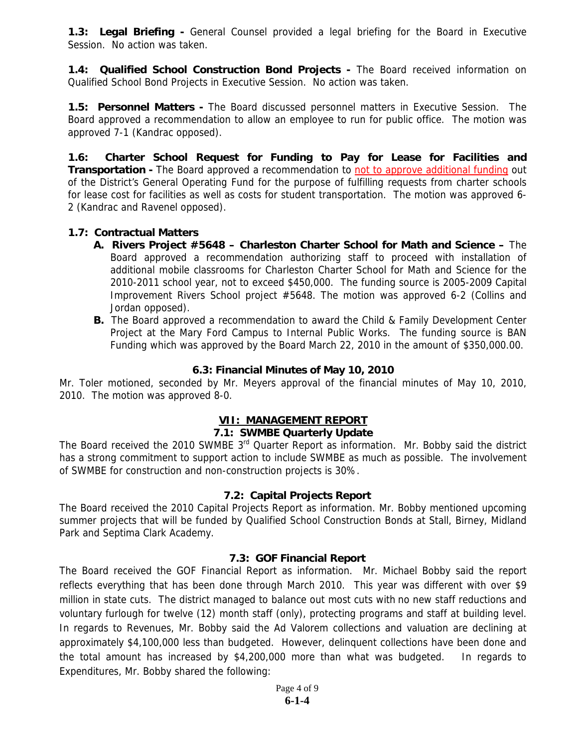**1.3: Legal Briefing -** General Counsel provided a legal briefing for the Board in Executive Session. No action was taken.

**1.4: Qualified School Construction Bond Projects -** The Board received information on Qualified School Bond Projects in Executive Session. No action was taken.

**1.5: Personnel Matters -** The Board discussed personnel matters in Executive Session. The Board approved a recommendation to allow an employee to run for public office. The motion was approved 7-1 (Kandrac opposed).

**1.6: Charter School Request for Funding to Pay for Lease for Facilities and Transportation -** The Board approved a recommendation to not to approve additional funding out of the District's General Operating Fund for the purpose of fulfilling requests from charter schools for lease cost for facilities as well as costs for student transportation. The motion was approved 6-2 (Kandrac and Ravenel opposed).

**1.7: Contractual Matters**

- **A. Rivers Project #5648 – Charleston Charter School for Math and Science –** The Board approved a recommendation authorizing staff to proceed with installation of additional mobile classrooms for Charleston Charter School for Math and Science for the 2010-2011 school year, not to exceed $450,000. The funding source is 2005-2009 Capital Improvement Rivers School project #5648. The motion was approved 6-2 (Collins and Jordan opposed).
- **B.** The Board approved a recommendation to award the Child & Family Development Center Project at the Mary Ford Campus to Internal Public Works. The funding source is BAN Funding which was approved by the Board March 22, 2010 in the amount of $350,000.00.

### 6.3: Financial Minutes of May 10, 2010

Mr. Toler motioned, seconded by Mr. Meyers approval of the financial minutes of May 10, 2010, 2010. The motion was approved 8-0.

## VII: MANAGEMENT REPORT

### 7.1: SWMBE Quarterly Update

The Board received the 2010 SWMBE 3rd Quarter Report as information. Mr. Bobby said the district has a strong commitment to support action to include SWMBE as much as possible. The involvement of SWMBE for construction and non-construction projects is 30%.

### 7.2: Capital Projects Report

The Board received the 2010 Capital Projects Report as information. Mr. Bobby mentioned upcoming summer projects that will be funded by Qualified School Construction Bonds at Stall, Birney, Midland Park and Septima Clark Academy.

### 7.3: GOF Financial Report

The Board received the GOF Financial Report as information. Mr. Michael Bobby said the report reflects everything that has been done through March 2010. This year was different with over $9 million in state cuts. The district managed to balance out most cuts with no new staff reductions and voluntary furlough for twelve (12) month staff (only), protecting programs and staff at building level. In regards to Revenues, Mr. Bobby said the Ad Valorem collections and valuation are declining at approximately $4,100,000 less than budgeted. However, delinquent collections have been done and the total amount has increased by $4,200,000 more than what was budgeted. In regards to Expenditures, Mr. Bobby shared the following: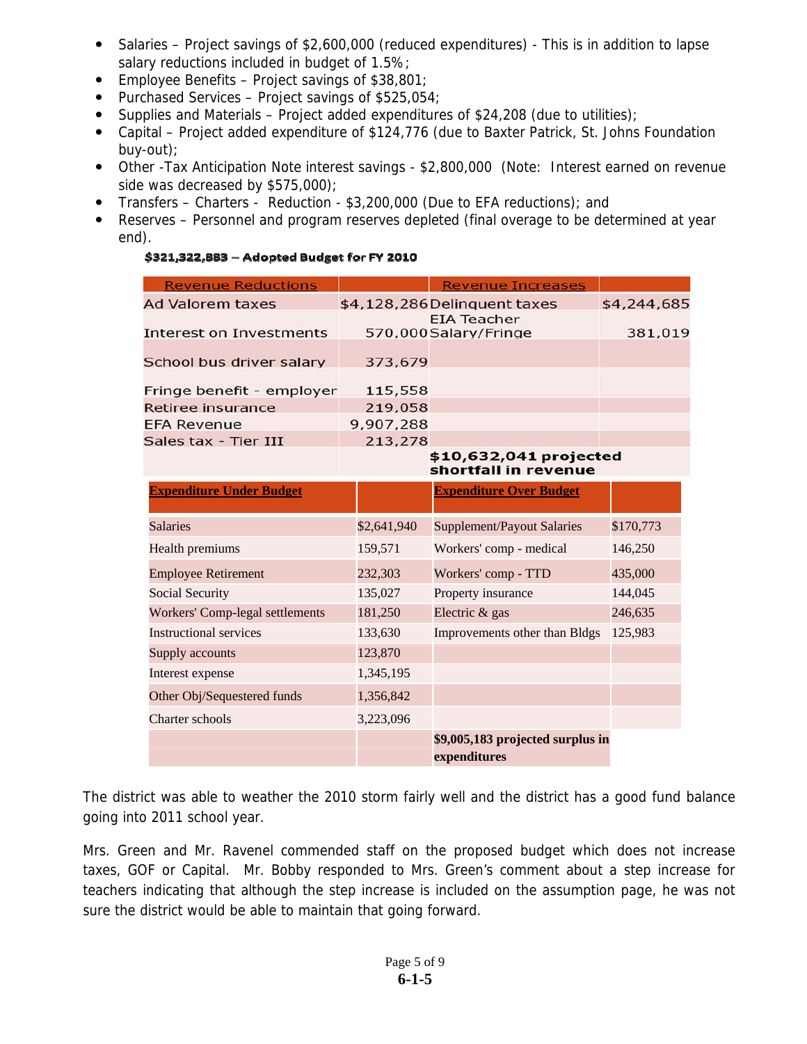- Salaries – Project savings of $2,600,000 (reduced expenditures) - This is in addition to lapse salary reductions included in budget of 1.5%;
- Employee Benefits – Project savings of $38,801;
- Purchased Services – Project savings of $525,054;
- Supplies and Materials – Project added expenditures of $24,208 (due to utilities);
- Capital – Project added expenditure of $124,776 (due to Baxter Patrick, St. Johns Foundation buy-out);
- Other -Tax Anticipation Note interest savings - $2,800,000 (Note: Interest earned on revenue side was decreased by $575,000);
- Transfers – Charters - Reduction - $3,200,000 (Due to EFA reductions); and
- Reserves – Personnel and program reserves depleted (final overage to be determined at year end).

**$321,322,883 – Adopted Budget for FY 2010**

| Revenue Reductions | | Revenue Increases | |
|---|---|---|---|
| Ad Valorem taxes | $4,128,286 | Delinquent taxes | $4,244,685 |
| Interest on Investments | 570,000 | EIA Teacher Salary/Fringe | 381,019 |
| School bus driver salary | 373,679 | | |
| Fringe benefit - employer | 115,558 | | |
| Retiree insurance | 219,058 | | |
| EFA Revenue | 9,907,288 | | |
| Sales tax - Tier III | 213,278 | | |
| | | **$10,632,041 projected shortfall in revenue** | |

| Expenditure Under Budget | | Expenditure Over Budget | |
|---|---|---|---|
| Salaries | $2,641,940 | Supplement/Payout Salaries | $170,773 |
| Health premiums | 159,571 | Workers' comp - medical | 146,250 |
| Employee Retirement | 232,303 | Workers' comp - TTD | 435,000 |
| Social Security | 135,027 | Property insurance | 144,045 |
| Workers' Comp-legal settlements | 181,250 | Electric & gas | 246,635 |
| Instructional services | 133,630 | Improvements other than Bldgs | 125,983 |
| Supply accounts | 123,870 | | |
| Interest expense | 1,345,195 | | |
| Other Obj/Sequestered funds | 1,356,842 | | |
| Charter schools | 3,223,096 | | |
| | | **$9,005,183 projected surplus in expenditures** | |

The district was able to weather the 2010 storm fairly well and the district has a good fund balance going into 2011 school year.

Mrs. Green and Mr. Ravenel commended staff on the proposed budget which does not increase taxes, GOF or Capital. Mr. Bobby responded to Mrs. Green's comment about a step increase for teachers indicating that although the step increase is included on the assumption page, he was not sure the district would be able to maintain that going forward.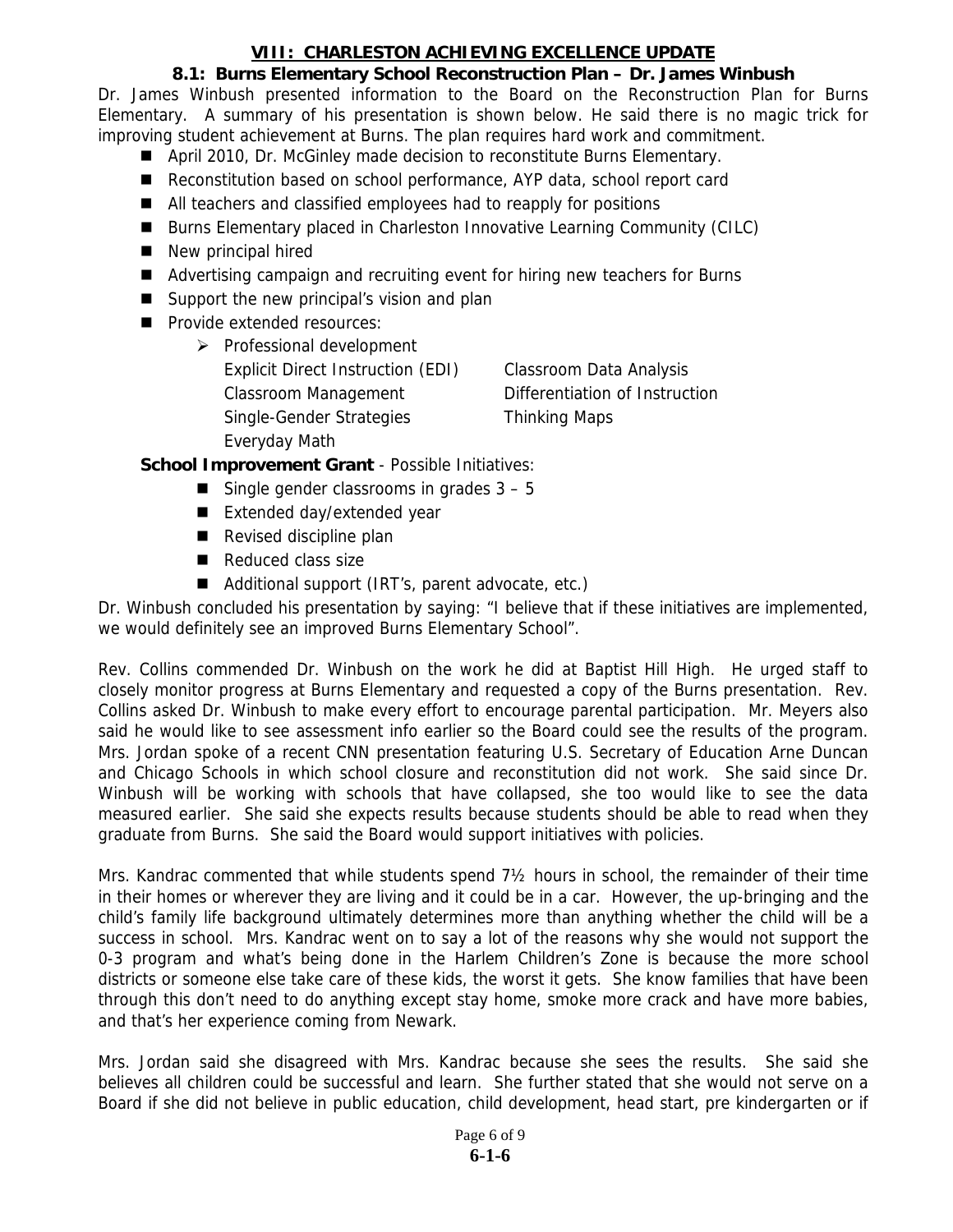## VIII: CHARLESTON ACHIEVING EXCELLENCE UPDATE

### 8.1: Burns Elementary School Reconstruction Plan – Dr. James Winbush

Dr. James Winbush presented information to the Board on the Reconstruction Plan for Burns Elementary. A summary of his presentation is shown below. He said there is no magic trick for improving student achievement at Burns. The plan requires hard work and commitment.

- April 2010, Dr. McGinley made decision to reconstitute Burns Elementary.
- Reconstitution based on school performance, AYP data, school report card
- All teachers and classified employees had to reapply for positions
- Burns Elementary placed in Charleston Innovative Learning Community (CILC)
- New principal hired
- Advertising campaign and recruiting event for hiring new teachers for Burns
- Support the new principal's vision and plan
- Provide extended resources:
  - Professional development
    - Explicit Direct Instruction (EDI)
    - Classroom Data Analysis
    - Classroom Management
    - Differentiation of Instruction
    - Single-Gender Strategies
    - Thinking Maps
    - Everyday Math

**School Improvement Grant** - Possible Initiatives:

- Single gender classrooms in grades 3 – 5
- Extended day/extended year
- Revised discipline plan
- Reduced class size
- Additional support (IRT's, parent advocate, etc.)

Dr. Winbush concluded his presentation by saying: "I believe that if these initiatives are implemented, we would definitely see an improved Burns Elementary School".

Rev. Collins commended Dr. Winbush on the work he did at Baptist Hill High. He urged staff to closely monitor progress at Burns Elementary and requested a copy of the Burns presentation. Rev. Collins asked Dr. Winbush to make every effort to encourage parental participation. Mr. Meyers also said he would like to see assessment info earlier so the Board could see the results of the program. Mrs. Jordan spoke of a recent CNN presentation featuring U.S. Secretary of Education Arne Duncan and Chicago Schools in which school closure and reconstitution did not work. She said since Dr. Winbush will be working with schools that have collapsed, she too would like to see the data measured earlier. She said she expects results because students should be able to read when they graduate from Burns. She said the Board would support initiatives with policies.

Mrs. Kandrac commented that while students spend 7½ hours in school, the remainder of their time in their homes or wherever they are living and it could be in a car. However, the up-bringing and the child's family life background ultimately determines more than anything whether the child will be a success in school. Mrs. Kandrac went on to say a lot of the reasons why she would not support the 0-3 program and what's being done in the Harlem Children's Zone is because the more school districts or someone else take care of these kids, the worst it gets. She know families that have been through this don't need to do anything except stay home, smoke more crack and have more babies, and that's her experience coming from Newark.

Mrs. Jordan said she disagreed with Mrs. Kandrac because she sees the results. She said she believes all children could be successful and learn. She further stated that she would not serve on a Board if she did not believe in public education, child development, head start, pre kindergarten or if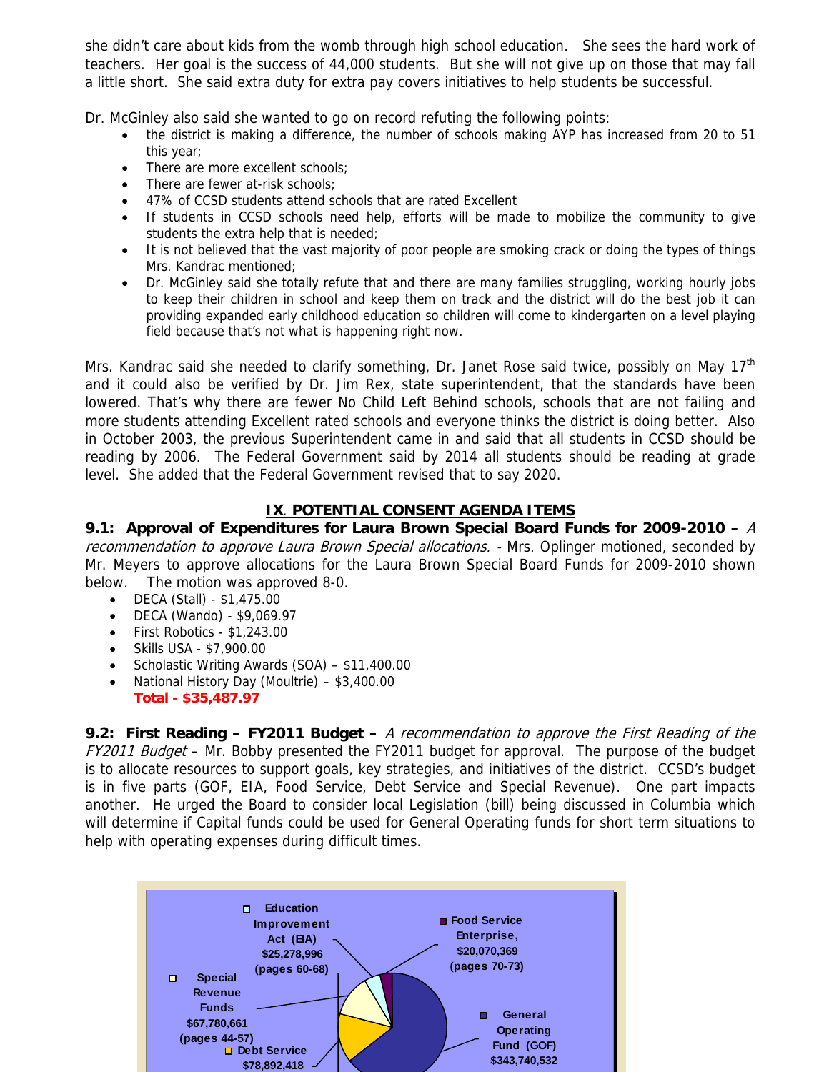she didn't care about kids from the womb through high school education. She sees the hard work of teachers. Her goal is the success of 44,000 students. But she will not give up on those that may fall a little short. She said extra duty for extra pay covers initiatives to help students be successful.

Dr. McGinley also said she wanted to go on record refuting the following points:

- the district is making a difference, the number of schools making AYP has increased from 20 to 51 this year;
- There are more excellent schools;
- There are fewer at-risk schools;
- 47% of CCSD students attend schools that are rated Excellent
- If students in CCSD schools need help, efforts will be made to mobilize the community to give students the extra help that is needed;
- It is not believed that the vast majority of poor people are smoking crack or doing the types of things Mrs. Kandrac mentioned;
- Dr. McGinley said she totally refute that and there are many families struggling, working hourly jobs to keep their children in school and keep them on track and the district will do the best job it can providing expanded early childhood education so children will come to kindergarten on a level playing field because that's not what is happening right now.

Mrs. Kandrac said she needed to clarify something, Dr. Janet Rose said twice, possibly on May 17th and it could also be verified by Dr. Jim Rex, state superintendent, that the standards have been lowered. That's why there are fewer No Child Left Behind schools, schools that are not failing and more students attending Excellent rated schools and everyone thinks the district is doing better. Also in October 2003, the previous Superintendent came in and said that all students in CCSD should be reading by 2006. The Federal Government said by 2014 all students should be reading at grade level. She added that the Federal Government revised that to say 2020.

## IX. POTENTIAL CONSENT AGENDA ITEMS

**9.1: Approval of Expenditures for Laura Brown Special Board Funds for 2009-2010 –** *A recommendation to approve Laura Brown Special allocations.* - Mrs. Oplinger motioned, seconded by Mr. Meyers to approve allocations for the Laura Brown Special Board Funds for 2009-2010 shown below. The motion was approved 8-0.

- DECA (Stall) - $1,475.00
- DECA (Wando) - $9,069.97
- First Robotics - $1,243.00
- Skills USA - $7,900.00
- Scholastic Writing Awards (SOA) – $11,400.00
- National History Day (Moultrie) – $3,400.00

**Total - $35,487.97**

**9.2: First Reading – FY2011 Budget –** *A recommendation to approve the First Reading of the FY2011 Budget* – Mr. Bobby presented the FY2011 budget for approval. The purpose of the budget is to allocate resources to support goals, key strategies, and initiatives of the district. CCSD's budget is in five parts (GOF, EIA, Food Service, Debt Service and Special Revenue). One part impacts another. He urged the Board to consider local Legislation (bill) being discussed in Columbia which will determine if Capital funds could be used for General Operating funds for short term situations to help with operating expenses during difficult times.

- Education Improvement Act (EIA) $25,278,996 (pages 60-68)
- Food Service Enterprise, $20,070,369 (pages 70-73)
- Special Revenue Funds $67,780,661 (pages 44-57)
- General Operating Fund (GOF) $343,740,532
- Debt Service $78,892,418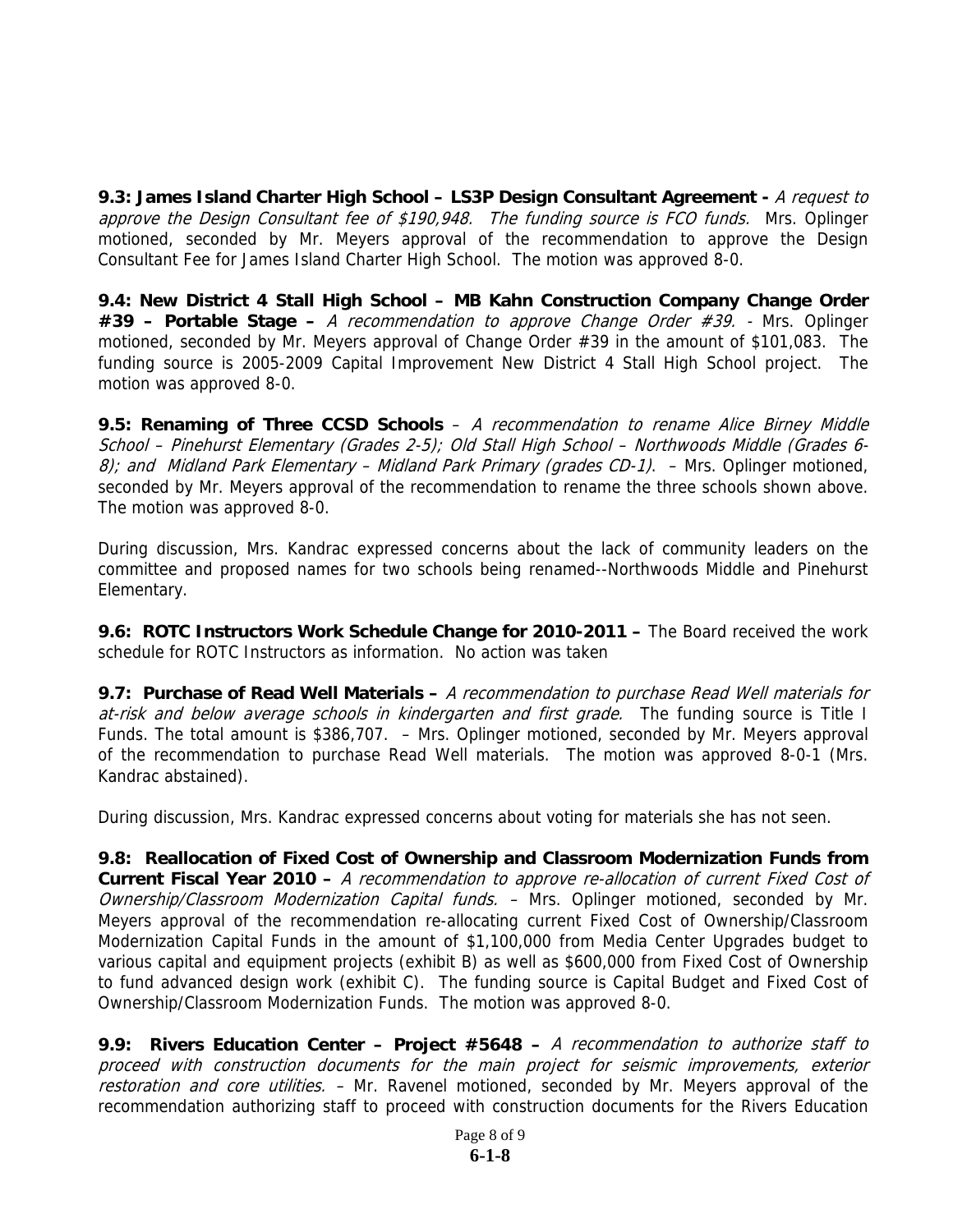**9.3: James Island Charter High School – LS3P Design Consultant Agreement -** *A request to approve the Design Consultant fee of $190,948. The funding source is FCO funds.* Mrs. Oplinger motioned, seconded by Mr. Meyers approval of the recommendation to approve the Design Consultant Fee for James Island Charter High School. The motion was approved 8-0.

**9.4: New District 4 Stall High School – MB Kahn Construction Company Change Order #39 – Portable Stage –** *A recommendation to approve Change Order #39.* - Mrs. Oplinger motioned, seconded by Mr. Meyers approval of Change Order #39 in the amount of $101,083. The funding source is 2005-2009 Capital Improvement New District 4 Stall High School project. The motion was approved 8-0.

**9.5: Renaming of Three CCSD Schools** – *A recommendation to rename Alice Birney Middle School – Pinehurst Elementary (Grades 2-5); Old Stall High School – Northwoods Middle (Grades 6-8); and Midland Park Elementary – Midland Park Primary (grades CD-1).* – Mrs. Oplinger motioned, seconded by Mr. Meyers approval of the recommendation to rename the three schools shown above. The motion was approved 8-0.

During discussion, Mrs. Kandrac expressed concerns about the lack of community leaders on the committee and proposed names for two schools being renamed--Northwoods Middle and Pinehurst Elementary.

**9.6: ROTC Instructors Work Schedule Change for 2010-2011 –** The Board received the work schedule for ROTC Instructors as information. No action was taken

**9.7: Purchase of Read Well Materials –** *A recommendation to purchase Read Well materials for at-risk and below average schools in kindergarten and first grade.* The funding source is Title I Funds. The total amount is $386,707. – Mrs. Oplinger motioned, seconded by Mr. Meyers approval of the recommendation to purchase Read Well materials. The motion was approved 8-0-1 (Mrs. Kandrac abstained).

During discussion, Mrs. Kandrac expressed concerns about voting for materials she has not seen.

**9.8: Reallocation of Fixed Cost of Ownership and Classroom Modernization Funds from Current Fiscal Year 2010 –** *A recommendation to approve re-allocation of current Fixed Cost of Ownership/Classroom Modernization Capital funds.* – Mrs. Oplinger motioned, seconded by Mr. Meyers approval of the recommendation re-allocating current Fixed Cost of Ownership/Classroom Modernization Capital Funds in the amount of $1,100,000 from Media Center Upgrades budget to various capital and equipment projects (exhibit B) as well as $600,000 from Fixed Cost of Ownership to fund advanced design work (exhibit C). The funding source is Capital Budget and Fixed Cost of Ownership/Classroom Modernization Funds. The motion was approved 8-0.

**9.9: Rivers Education Center – Project #5648 –** *A recommendation to authorize staff to proceed with construction documents for the main project for seismic improvements, exterior restoration and core utilities.* – Mr. Ravenel motioned, seconded by Mr. Meyers approval of the recommendation authorizing staff to proceed with construction documents for the Rivers Education

6-1-8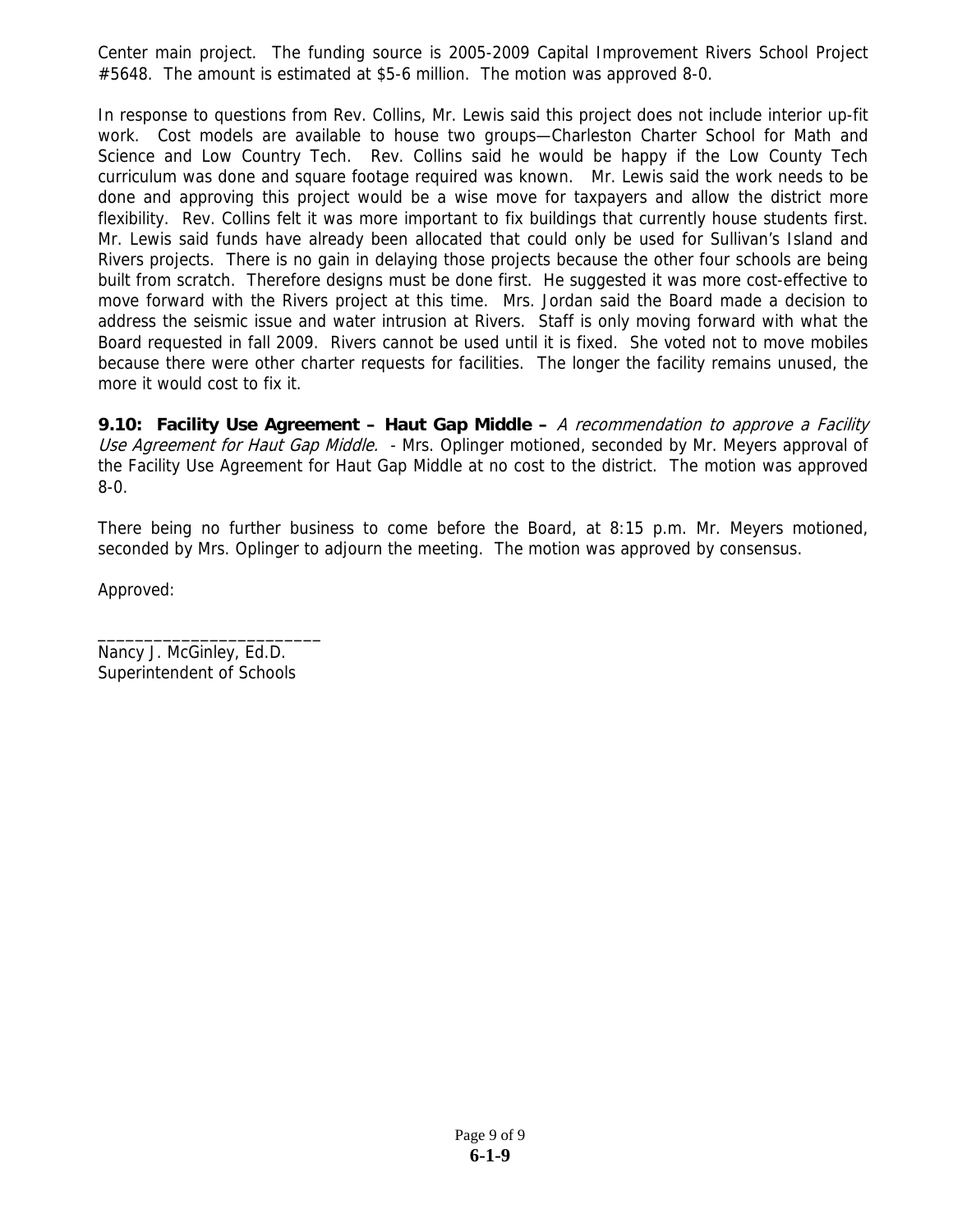Center main project. The funding source is 2005-2009 Capital Improvement Rivers School Project #5648. The amount is estimated at $5-6 million. The motion was approved 8-0.

In response to questions from Rev. Collins, Mr. Lewis said this project does not include interior up-fit work. Cost models are available to house two groups—Charleston Charter School for Math and Science and Low Country Tech. Rev. Collins said he would be happy if the Low County Tech curriculum was done and square footage required was known. Mr. Lewis said the work needs to be done and approving this project would be a wise move for taxpayers and allow the district more flexibility. Rev. Collins felt it was more important to fix buildings that currently house students first. Mr. Lewis said funds have already been allocated that could only be used for Sullivan's Island and Rivers projects. There is no gain in delaying those projects because the other four schools are being built from scratch. Therefore designs must be done first. He suggested it was more cost-effective to move forward with the Rivers project at this time. Mrs. Jordan said the Board made a decision to address the seismic issue and water intrusion at Rivers. Staff is only moving forward with what the Board requested in fall 2009. Rivers cannot be used until it is fixed. She voted not to move mobiles because there were other charter requests for facilities. The longer the facility remains unused, the more it would cost to fix it.

**9.10: Facility Use Agreement – Haut Gap Middle –** *A recommendation to approve a Facility Use Agreement for Haut Gap Middle.* - Mrs. Oplinger motioned, seconded by Mr. Meyers approval of the Facility Use Agreement for Haut Gap Middle at no cost to the district. The motion was approved 8-0.

There being no further business to come before the Board, at 8:15 p.m. Mr. Meyers motioned, seconded by Mrs. Oplinger to adjourn the meeting. The motion was approved by consensus.

Approved:

________________________
Nancy J. McGinley, Ed.D.
Superintendent of Schools

**6-1-9**